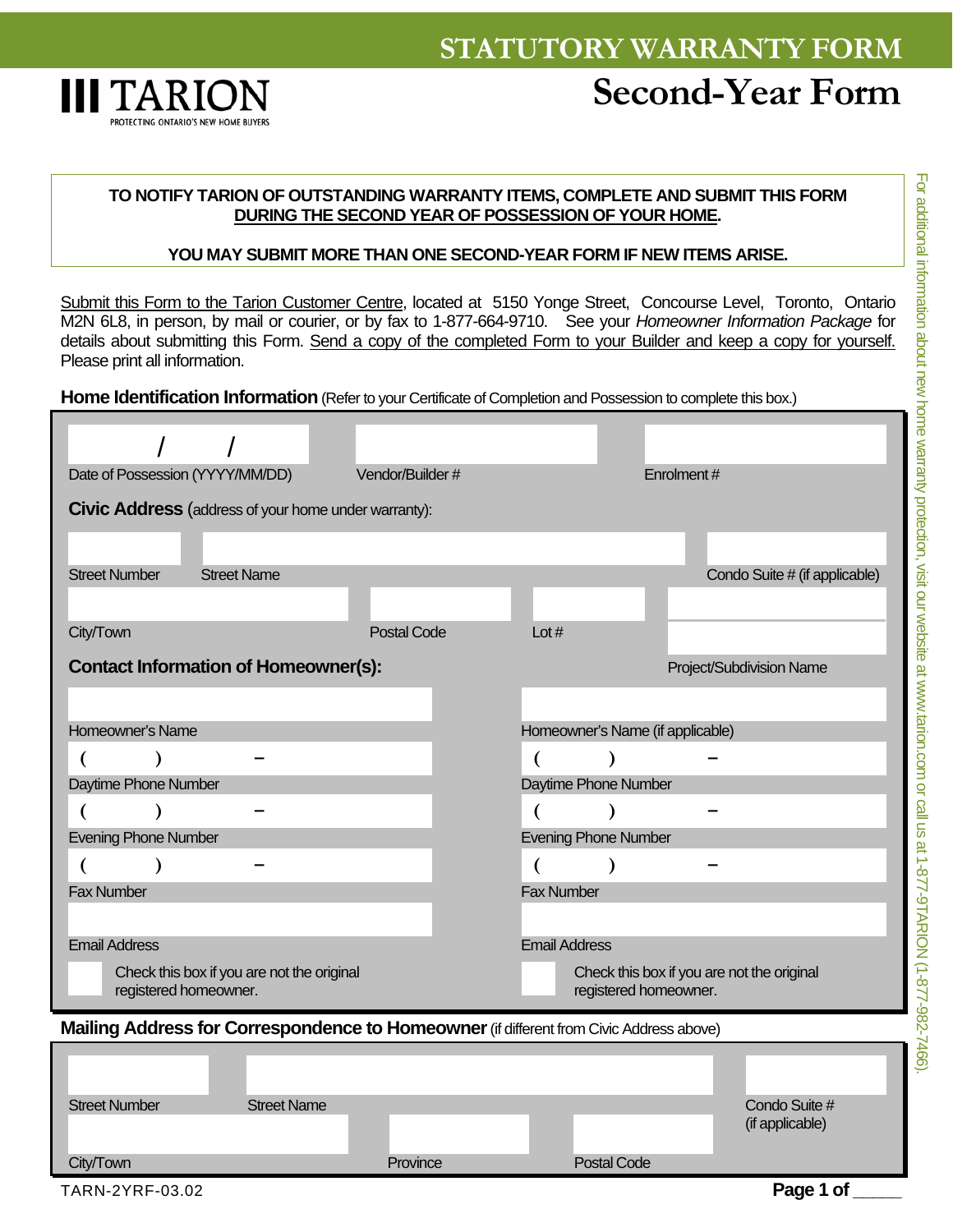# STATUTORY WARRANTY FORM

# Second-Year Form

TARION
PROTECTING ONTARIO'S NEW HOME BUYERS

**TO NOTIFY TARION OF OUTSTANDING WARRANTY ITEMS, COMPLETE AND SUBMIT THIS FORM DURING THE SECOND YEAR OF POSSESSION OF YOUR HOME.**

**YOU MAY SUBMIT MORE THAN ONE SECOND-YEAR FORM IF NEW ITEMS ARISE.**

Submit this Form to the Tarion Customer Centre, located at 5150 Yonge Street, Concourse Level, Toronto, Ontario M2N 6L8, in person, by mail or courier, or by fax to 1-877-664-9710. See your *Homeowner Information Package* for details about submitting this Form. Send a copy of the completed Form to your Builder and keep a copy for yourself. Please print all information.

## Home Identification Information (Refer to your Certificate of Completion and Possession to complete this box.)

| | | |
|---|---|---|
| / / | | |
| Date of Possession (YYYY/MM/DD) | Vendor/Builder # | Enrolment # |

**Civic Address** (address of your home under warranty):

| | | |
|---|---|---|
| Street Number | Street Name | Condo Suite # (if applicable) |

| | | | |
|---|---|---|---|
| City/Town | Postal Code | Lot # | Project/Subdivision Name |

**Contact Information of Homeowner(s):**

| | |
|---|---|
| Homeowner's Name | Homeowner's Name (if applicable) |
| ( ) – | ( ) – |
| Daytime Phone Number | Daytime Phone Number |
| ( ) – | ( ) – |
| Evening Phone Number | Evening Phone Number |
| ( ) – | ( ) – |
| Fax Number | Fax Number |
| | |
| Email Address | Email Address |
| ☐ Check this box if you are not the original registered homeowner. | ☐ Check this box if you are not the original registered homeowner. |

## Mailing Address for Correspondence to Homeowner (if different from Civic Address above)

| | | |
|---|---|---|
| Street Number | Street Name | Condo Suite # (if applicable) |

| | | |
|---|---|---|
| City/Town | Province | Postal Code |

TARN-2YRF-03.02

For additional information about new home warranty protection, visit our website at www.tarion.com or call us at 1-877-9TARION (1-877-982-7466).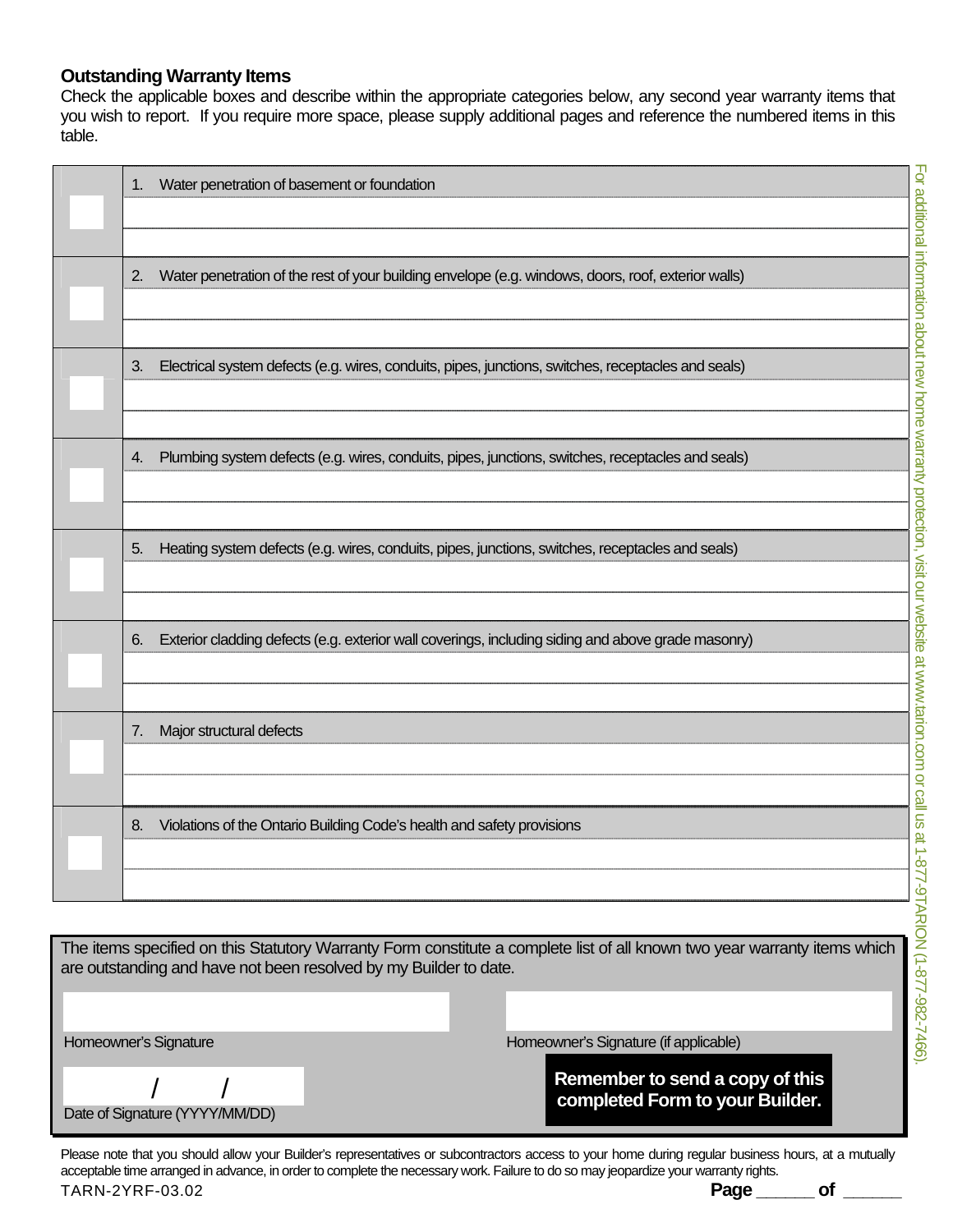## Outstanding Warranty Items

Check the applicable boxes and describe within the appropriate categories below, any second year warranty items that you wish to report. If you require more space, please supply additional pages and reference the numbered items in this table.

| | |
|---|---|
| ☐ | 1. Water penetration of basement or foundation |
| ☐ | 2. Water penetration of the rest of your building envelope (e.g. windows, doors, roof, exterior walls) |
| ☐ | 3. Electrical system defects (e.g. wires, conduits, pipes, junctions, switches, receptacles and seals) |
| ☐ | 4. Plumbing system defects (e.g. wires, conduits, pipes, junctions, switches, receptacles and seals) |
| ☐ | 5. Heating system defects (e.g. wires, conduits, pipes, junctions, switches, receptacles and seals) |
| ☐ | 6. Exterior cladding defects (e.g. exterior wall coverings, including siding and above grade masonry) |
| ☐ | 7. Major structural defects |
| ☐ | 8. Violations of the Ontario Building Code's health and safety provisions |

For additional information about new home warranty protection, visit our website at www.tarion.com or call us at 1-877-9TARION (1-877-982-7466).

The items specified on this Statutory Warranty Form constitute a complete list of all known two year warranty items which are outstanding and have not been resolved by my Builder to date.

Homeowner's Signature

Homeowner's Signature (if applicable)

/ /

Date of Signature (YYYY/MM/DD)

**Remember to send a copy of this completed Form to your Builder.**

Please note that you should allow your Builder's representatives or subcontractors access to your home during regular business hours, at a mutually acceptable time arranged in advance, in order to complete the necessary work. Failure to do so may jeopardize your warranty rights.

TARN-2YRF-03.02

**Page \_\_\_\_\_ of \_\_\_\_\_**